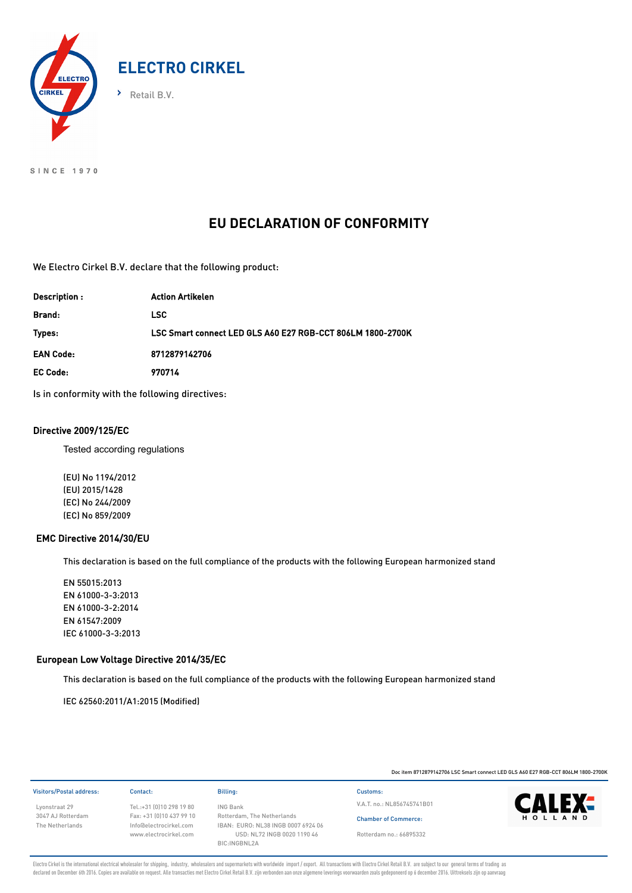ELECTRO CIRKEL

Retail B.V.

SINCE 1970

# EU DECLARATION OF CONFORMITY

We Electro Cirkel B.V. declare that the following product:

| | |
|---|---|
| **Description :** | **Action Artikelen** |
| **Brand:** | **LSC** |
| **Types:** | **LSC Smart connect LED GLS A60 E27 RGB-CCT 806LM 1800-2700K** |
| **EAN Code:** | **8712879142706** |
| **EC Code:** | **970714** |

Is in conformity with the following directives:

### Directive 2009/125/EC

Tested according regulations

(EU) No 1194/2012
(EU) 2015/1428
(EC) No 244/2009
(EC) No 859/2009

### EMC Directive 2014/30/EU

This declaration is based on the full compliance of the products with the following European harmonized stand

EN 55015:2013
EN 61000-3-3:2013
EN 61000-3-2:2014
EN 61547:2009
IEC 61000-3-3:2013

### European Low Voltage Directive 2014/35/EC

This declaration is based on the full compliance of the products with the following European harmonized stand

IEC 62560:2011/A1:2015 (Modified)

Doc item 8712879142706 LSC Smart connect LED GLS A60 E27 RGB-CCT 806LM 1800-2700K

Visitors/Postal address:
Lyonstraat 29
3047 AJ Rotterdam
The Netherlands

Contact:
Tel.:+31 (0)10 298 19 80
Fax: +31 (0)10 437 99 10
Info@electrocirkel.com
www.electrocirkel.com

Billing:
ING Bank
Rotterdam, The Netherlands
IBAN: EURO: NL38 INGB 0007 6924 06
USD: NL72 INGB 0020 1190 46
BIC:INGBNL2A

Customs:
V.A.T. no.: NL856745741B01

Chamber of Commerce:
Rotterdam no.: 66895332

CALEX HOLLAND

Electro Cirkel is the international electrical wholesaler for shipping, industry, wholesalers and supermarkets with worldwide import / export. All transactions with Electro Cirkel Retail B.V. are subject to our general terms of trading as declared on December 6th 2016. Copies are available on request. Alle transacties met Electro Cirkel Retail B.V. zijn verbonden aan onze algemene leverings voorwaarden zoals gedeponeerd op 6 december 2016. Uittreksels zijn op aanvraag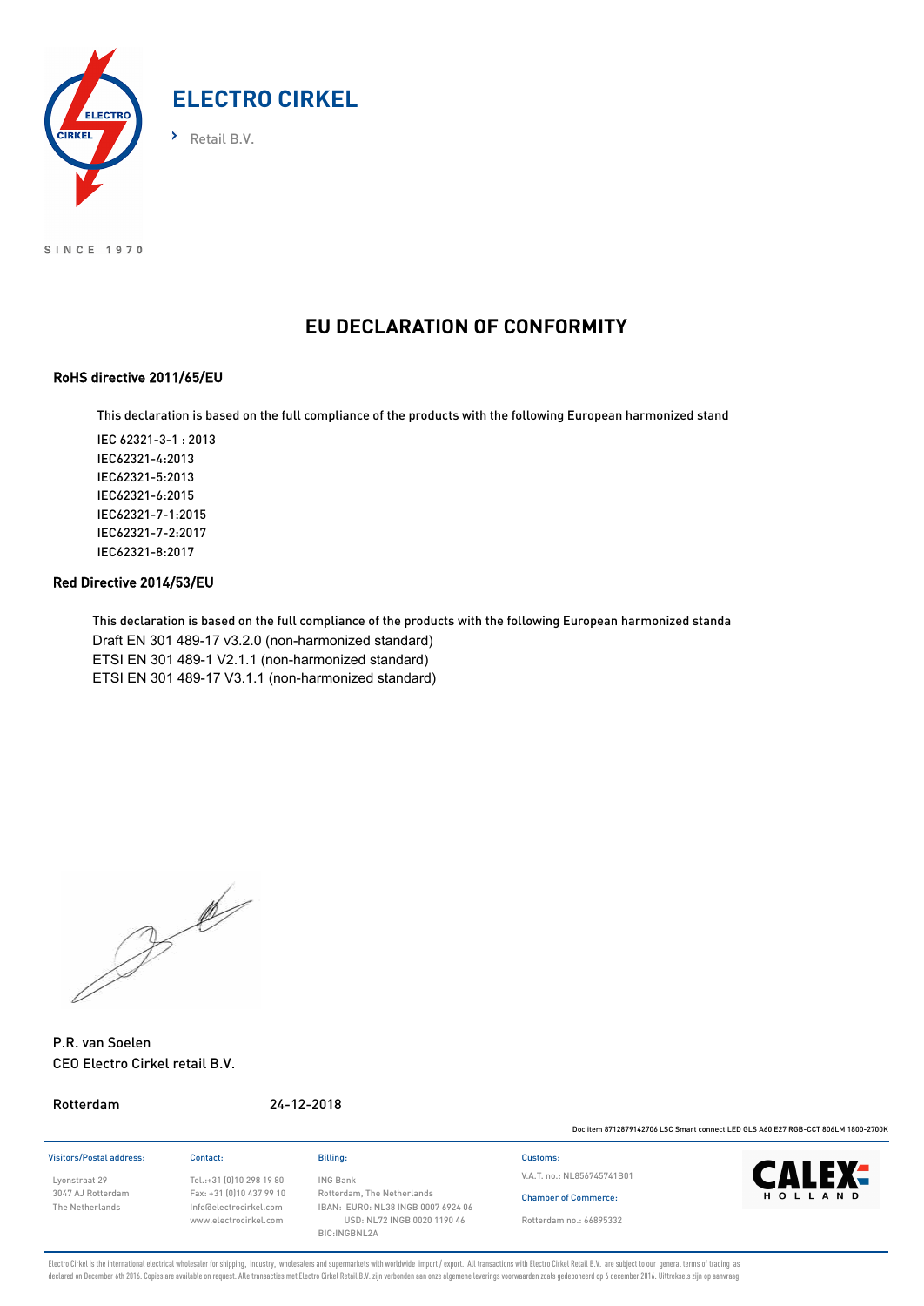# ELECTRO CIRKEL

Retail B.V.

SINCE 1970

## EU DECLARATION OF CONFORMITY

### RoHS directive 2011/65/EU

This declaration is based on the full compliance of the products with the following European harmonized stand

IEC 62321-3-1 : 2013
IEC62321-4:2013
IEC62321-5:2013
IEC62321-6:2015
IEC62321-7-1:2015
IEC62321-7-2:2017
IEC62321-8:2017

### Red Directive 2014/53/EU

This declaration is based on the full compliance of the products with the following European harmonized standa
Draft EN 301 489-17 v3.2.0 (non-harmonized standard)
ETSI EN 301 489-1 V2.1.1 (non-harmonized standard)
ETSI EN 301 489-17 V3.1.1 (non-harmonized standard)

P.R. van Soelen
CEO Electro Cirkel retail B.V.

Rotterdam 24-12-2018

Doc item 8712879142706 LSC Smart connect LED GLS A60 E27 RGB-CCT 806LM 1800-2700K

| Visitors/Postal address: | Contact: | Billing: | Customs: |
|---|---|---|---|
| Lyonstraat 29<br>3047 AJ Rotterdam<br>The Netherlands | Tel.:+31 (0)10 298 19 80<br>Fax: +31 (0)10 437 99 10<br>Info@electrocirkel.com<br>www.electrocirkel.com | ING Bank<br>Rotterdam, The Netherlands<br>IBAN: EURO: NL38 INGB 0007 6924 06<br>USD: NL72 INGB 0020 1190 46<br>BIC:INGBNL2A | V.A.T. no.: NL856745741B01<br>Chamber of Commerce:<br>Rotterdam no.: 66895332 |

CALEX HOLLAND

Electro Cirkel is the international electrical wholesaler for shipping, industry, wholesalers and supermarkets with worldwide import / export. All transactions with Electro Cirkel Retail B.V. are subject to our general terms of trading as declared on December 6th 2016. Copies are available on request. Alle transacties met Electro Cirkel Retail B.V. zijn verbonden aan onze algemene leverings voorwaarden zoals gedeponeerd op 6 december 2016. Uittreksels zijn op aanvraag